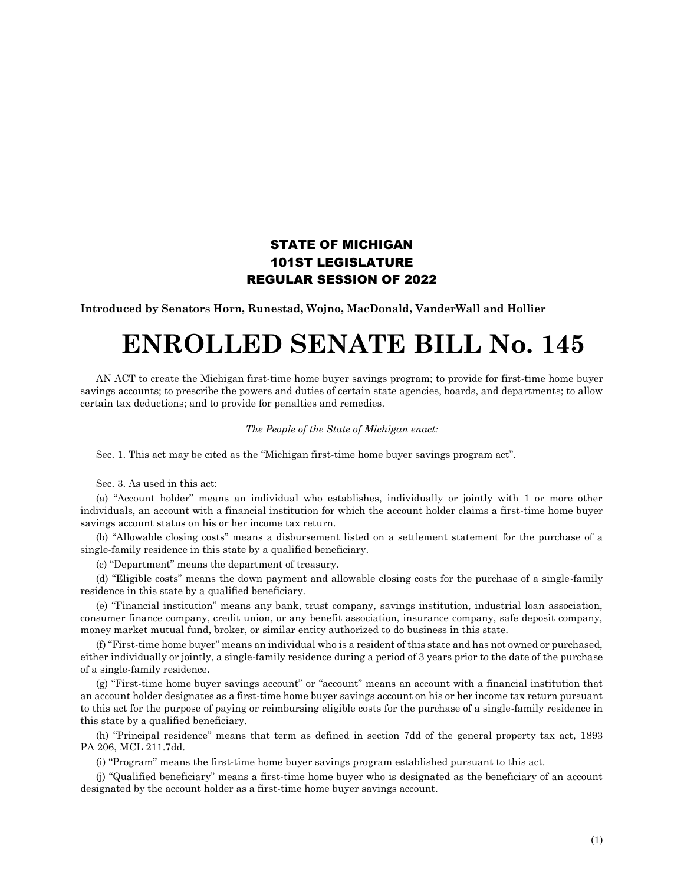**STATE OF MICHIGAN**
**101ST LEGISLATURE**
**REGULAR SESSION OF 2022**

**Introduced by Senators Horn, Runestad, Wojno, MacDonald, VanderWall and Hollier**

# ENROLLED SENATE BILL No. 145

AN ACT to create the Michigan first-time home buyer savings program; to provide for first-time home buyer savings accounts; to prescribe the powers and duties of certain state agencies, boards, and departments; to allow certain tax deductions; and to provide for penalties and remedies.

*The People of the State of Michigan enact:*

Sec. 1. This act may be cited as the "Michigan first-time home buyer savings program act".

Sec. 3. As used in this act:

(a) "Account holder" means an individual who establishes, individually or jointly with 1 or more other individuals, an account with a financial institution for which the account holder claims a first-time home buyer savings account status on his or her income tax return.

(b) "Allowable closing costs" means a disbursement listed on a settlement statement for the purchase of a single-family residence in this state by a qualified beneficiary.

(c) "Department" means the department of treasury.

(d) "Eligible costs" means the down payment and allowable closing costs for the purchase of a single-family residence in this state by a qualified beneficiary.

(e) "Financial institution" means any bank, trust company, savings institution, industrial loan association, consumer finance company, credit union, or any benefit association, insurance company, safe deposit company, money market mutual fund, broker, or similar entity authorized to do business in this state.

(f) "First-time home buyer" means an individual who is a resident of this state and has not owned or purchased, either individually or jointly, a single-family residence during a period of 3 years prior to the date of the purchase of a single-family residence.

(g) "First-time home buyer savings account" or "account" means an account with a financial institution that an account holder designates as a first-time home buyer savings account on his or her income tax return pursuant to this act for the purpose of paying or reimbursing eligible costs for the purchase of a single-family residence in this state by a qualified beneficiary.

(h) "Principal residence" means that term as defined in section 7dd of the general property tax act, 1893 PA 206, MCL 211.7dd.

(i) "Program" means the first-time home buyer savings program established pursuant to this act.

(j) "Qualified beneficiary" means a first-time home buyer who is designated as the beneficiary of an account designated by the account holder as a first-time home buyer savings account.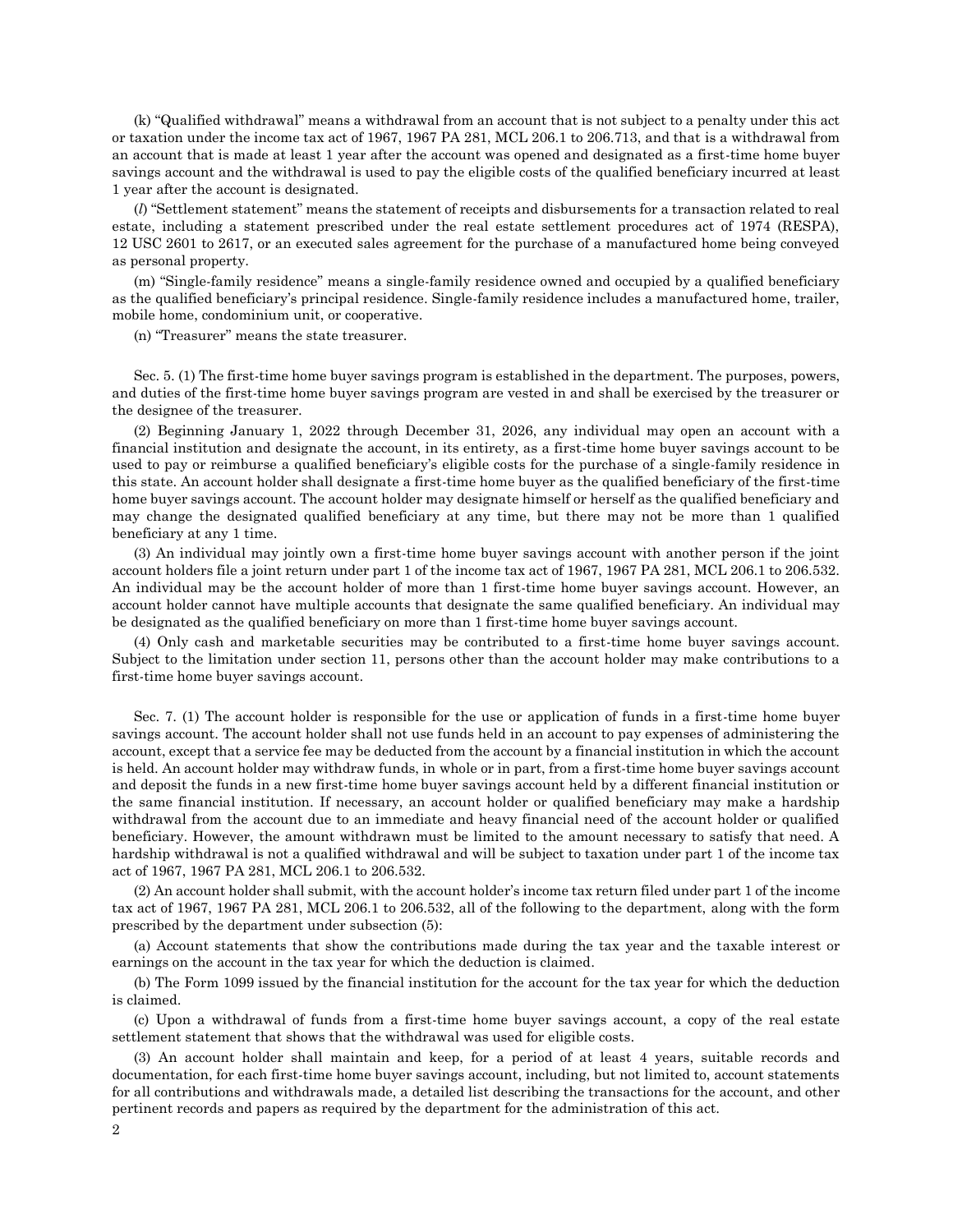(k) "Qualified withdrawal" means a withdrawal from an account that is not subject to a penalty under this act or taxation under the income tax act of 1967, 1967 PA 281, MCL 206.1 to 206.713, and that is a withdrawal from an account that is made at least 1 year after the account was opened and designated as a first-time home buyer savings account and the withdrawal is used to pay the eligible costs of the qualified beneficiary incurred at least 1 year after the account is designated.

(*l*) "Settlement statement" means the statement of receipts and disbursements for a transaction related to real estate, including a statement prescribed under the real estate settlement procedures act of 1974 (RESPA), 12 USC 2601 to 2617, or an executed sales agreement for the purchase of a manufactured home being conveyed as personal property.

(m) "Single-family residence" means a single-family residence owned and occupied by a qualified beneficiary as the qualified beneficiary's principal residence. Single-family residence includes a manufactured home, trailer, mobile home, condominium unit, or cooperative.

(n) "Treasurer" means the state treasurer.

Sec. 5. (1) The first-time home buyer savings program is established in the department. The purposes, powers, and duties of the first-time home buyer savings program are vested in and shall be exercised by the treasurer or the designee of the treasurer.

(2) Beginning January 1, 2022 through December 31, 2026, any individual may open an account with a financial institution and designate the account, in its entirety, as a first-time home buyer savings account to be used to pay or reimburse a qualified beneficiary's eligible costs for the purchase of a single-family residence in this state. An account holder shall designate a first-time home buyer as the qualified beneficiary of the first-time home buyer savings account. The account holder may designate himself or herself as the qualified beneficiary and may change the designated qualified beneficiary at any time, but there may not be more than 1 qualified beneficiary at any 1 time.

(3) An individual may jointly own a first-time home buyer savings account with another person if the joint account holders file a joint return under part 1 of the income tax act of 1967, 1967 PA 281, MCL 206.1 to 206.532. An individual may be the account holder of more than 1 first-time home buyer savings account. However, an account holder cannot have multiple accounts that designate the same qualified beneficiary. An individual may be designated as the qualified beneficiary on more than 1 first-time home buyer savings account.

(4) Only cash and marketable securities may be contributed to a first-time home buyer savings account. Subject to the limitation under section 11, persons other than the account holder may make contributions to a first-time home buyer savings account.

Sec. 7. (1) The account holder is responsible for the use or application of funds in a first-time home buyer savings account. The account holder shall not use funds held in an account to pay expenses of administering the account, except that a service fee may be deducted from the account by a financial institution in which the account is held. An account holder may withdraw funds, in whole or in part, from a first-time home buyer savings account and deposit the funds in a new first-time home buyer savings account held by a different financial institution or the same financial institution. If necessary, an account holder or qualified beneficiary may make a hardship withdrawal from the account due to an immediate and heavy financial need of the account holder or qualified beneficiary. However, the amount withdrawn must be limited to the amount necessary to satisfy that need. A hardship withdrawal is not a qualified withdrawal and will be subject to taxation under part 1 of the income tax act of 1967, 1967 PA 281, MCL 206.1 to 206.532.

(2) An account holder shall submit, with the account holder's income tax return filed under part 1 of the income tax act of 1967, 1967 PA 281, MCL 206.1 to 206.532, all of the following to the department, along with the form prescribed by the department under subsection (5):

(a) Account statements that show the contributions made during the tax year and the taxable interest or earnings on the account in the tax year for which the deduction is claimed.

(b) The Form 1099 issued by the financial institution for the account for the tax year for which the deduction is claimed.

(c) Upon a withdrawal of funds from a first-time home buyer savings account, a copy of the real estate settlement statement that shows that the withdrawal was used for eligible costs.

(3) An account holder shall maintain and keep, for a period of at least 4 years, suitable records and documentation, for each first-time home buyer savings account, including, but not limited to, account statements for all contributions and withdrawals made, a detailed list describing the transactions for the account, and other pertinent records and papers as required by the department for the administration of this act.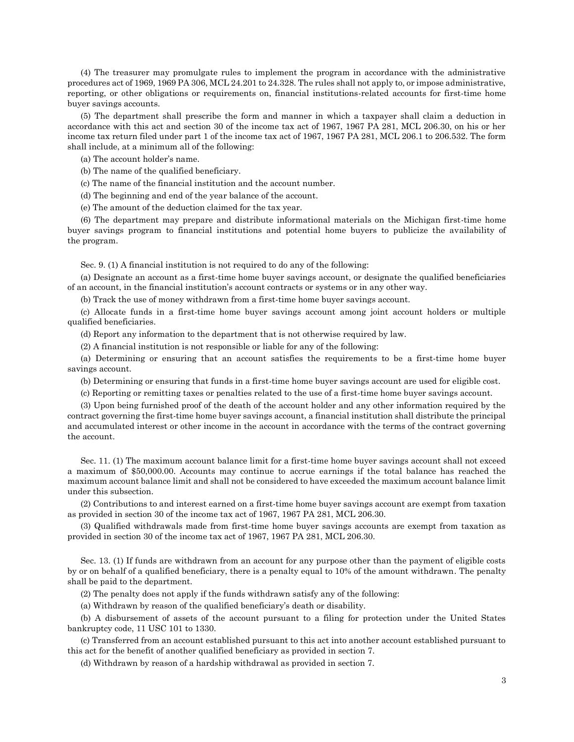(4) The treasurer may promulgate rules to implement the program in accordance with the administrative procedures act of 1969, 1969 PA 306, MCL 24.201 to 24.328. The rules shall not apply to, or impose administrative, reporting, or other obligations or requirements on, financial institutions-related accounts for first-time home buyer savings accounts.

(5) The department shall prescribe the form and manner in which a taxpayer shall claim a deduction in accordance with this act and section 30 of the income tax act of 1967, 1967 PA 281, MCL 206.30, on his or her income tax return filed under part 1 of the income tax act of 1967, 1967 PA 281, MCL 206.1 to 206.532. The form shall include, at a minimum all of the following:

(a) The account holder's name.

(b) The name of the qualified beneficiary.

(c) The name of the financial institution and the account number.

(d) The beginning and end of the year balance of the account.

(e) The amount of the deduction claimed for the tax year.

(6) The department may prepare and distribute informational materials on the Michigan first-time home buyer savings program to financial institutions and potential home buyers to publicize the availability of the program.

Sec. 9. (1) A financial institution is not required to do any of the following:

(a) Designate an account as a first-time home buyer savings account, or designate the qualified beneficiaries of an account, in the financial institution's account contracts or systems or in any other way.

(b) Track the use of money withdrawn from a first-time home buyer savings account.

(c) Allocate funds in a first-time home buyer savings account among joint account holders or multiple qualified beneficiaries.

(d) Report any information to the department that is not otherwise required by law.

(2) A financial institution is not responsible or liable for any of the following:

(a) Determining or ensuring that an account satisfies the requirements to be a first-time home buyer savings account.

(b) Determining or ensuring that funds in a first-time home buyer savings account are used for eligible cost.

(c) Reporting or remitting taxes or penalties related to the use of a first-time home buyer savings account.

(3) Upon being furnished proof of the death of the account holder and any other information required by the contract governing the first-time home buyer savings account, a financial institution shall distribute the principal and accumulated interest or other income in the account in accordance with the terms of the contract governing the account.

Sec. 11. (1) The maximum account balance limit for a first-time home buyer savings account shall not exceed a maximum of $50,000.00. Accounts may continue to accrue earnings if the total balance has reached the maximum account balance limit and shall not be considered to have exceeded the maximum account balance limit under this subsection.

(2) Contributions to and interest earned on a first-time home buyer savings account are exempt from taxation as provided in section 30 of the income tax act of 1967, 1967 PA 281, MCL 206.30.

(3) Qualified withdrawals made from first-time home buyer savings accounts are exempt from taxation as provided in section 30 of the income tax act of 1967, 1967 PA 281, MCL 206.30.

Sec. 13. (1) If funds are withdrawn from an account for any purpose other than the payment of eligible costs by or on behalf of a qualified beneficiary, there is a penalty equal to 10% of the amount withdrawn. The penalty shall be paid to the department.

(2) The penalty does not apply if the funds withdrawn satisfy any of the following:

(a) Withdrawn by reason of the qualified beneficiary's death or disability.

(b) A disbursement of assets of the account pursuant to a filing for protection under the United States bankruptcy code, 11 USC 101 to 1330.

(c) Transferred from an account established pursuant to this act into another account established pursuant to this act for the benefit of another qualified beneficiary as provided in section 7.

(d) Withdrawn by reason of a hardship withdrawal as provided in section 7.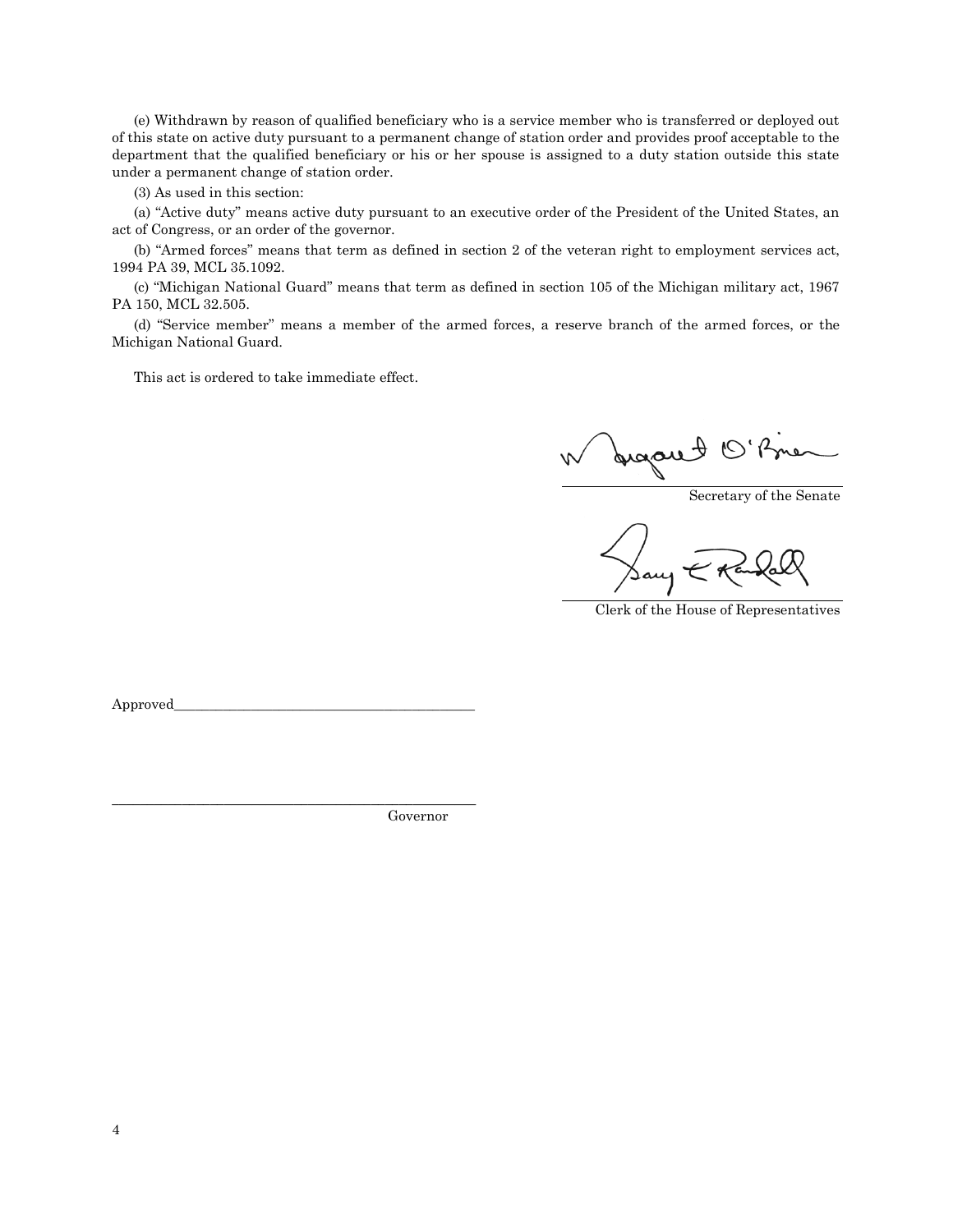(e) Withdrawn by reason of qualified beneficiary who is a service member who is transferred or deployed out of this state on active duty pursuant to a permanent change of station order and provides proof acceptable to the department that the qualified beneficiary or his or her spouse is assigned to a duty station outside this state under a permanent change of station order.

(3) As used in this section:

(a) "Active duty" means active duty pursuant to an executive order of the President of the United States, an act of Congress, or an order of the governor.

(b) "Armed forces" means that term as defined in section 2 of the veteran right to employment services act, 1994 PA 39, MCL 35.1092.

(c) "Michigan National Guard" means that term as defined in section 105 of the Michigan military act, 1967 PA 150, MCL 32.505.

(d) "Service member" means a member of the armed forces, a reserve branch of the armed forces, or the Michigan National Guard.

This act is ordered to take immediate effect.

Secretary of the Senate

Clerk of the House of Representatives

Approved\_\_\_\_\_\_\_\_\_\_\_\_\_\_\_\_\_\_\_\_\_\_\_\_\_\_\_\_\_\_\_\_\_\_\_\_\_\_\_\_\_\_

Governor